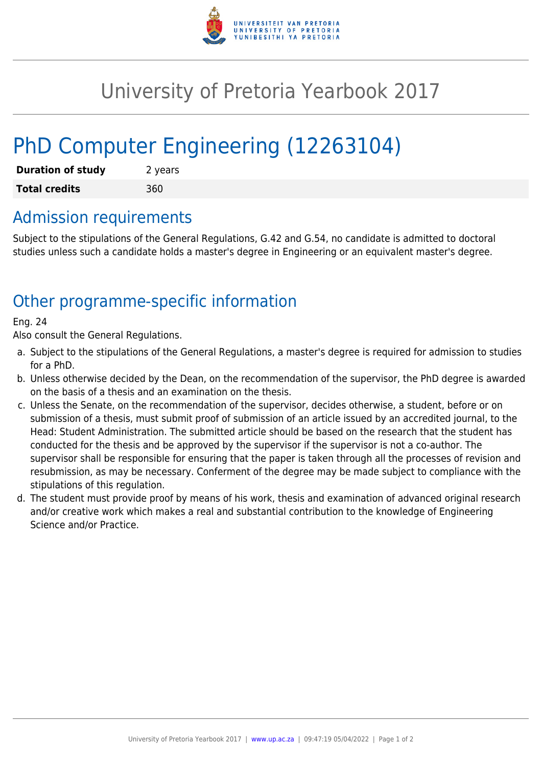# University of Pretoria Yearbook 2017

# PhD Computer Engineering (12263104)

| | |
|---|---|
| **Duration of study** | 2 years |
| **Total credits** | 360 |

## Admission requirements

Subject to the stipulations of the General Regulations, G.42 and G.54, no candidate is admitted to doctoral studies unless such a candidate holds a master's degree in Engineering or an equivalent master's degree.

## Other programme-specific information

Eng. 24
Also consult the General Regulations.

a. Subject to the stipulations of the General Regulations, a master's degree is required for admission to studies for a PhD.
b. Unless otherwise decided by the Dean, on the recommendation of the supervisor, the PhD degree is awarded on the basis of a thesis and an examination on the thesis.
c. Unless the Senate, on the recommendation of the supervisor, decides otherwise, a student, before or on submission of a thesis, must submit proof of submission of an article issued by an accredited journal, to the Head: Student Administration. The submitted article should be based on the research that the student has conducted for the thesis and be approved by the supervisor if the supervisor is not a co-author. The supervisor shall be responsible for ensuring that the paper is taken through all the processes of revision and resubmission, as may be necessary. Conferment of the degree may be made subject to compliance with the stipulations of this regulation.
d. The student must provide proof by means of his work, thesis and examination of advanced original research and/or creative work which makes a real and substantial contribution to the knowledge of Engineering Science and/or Practice.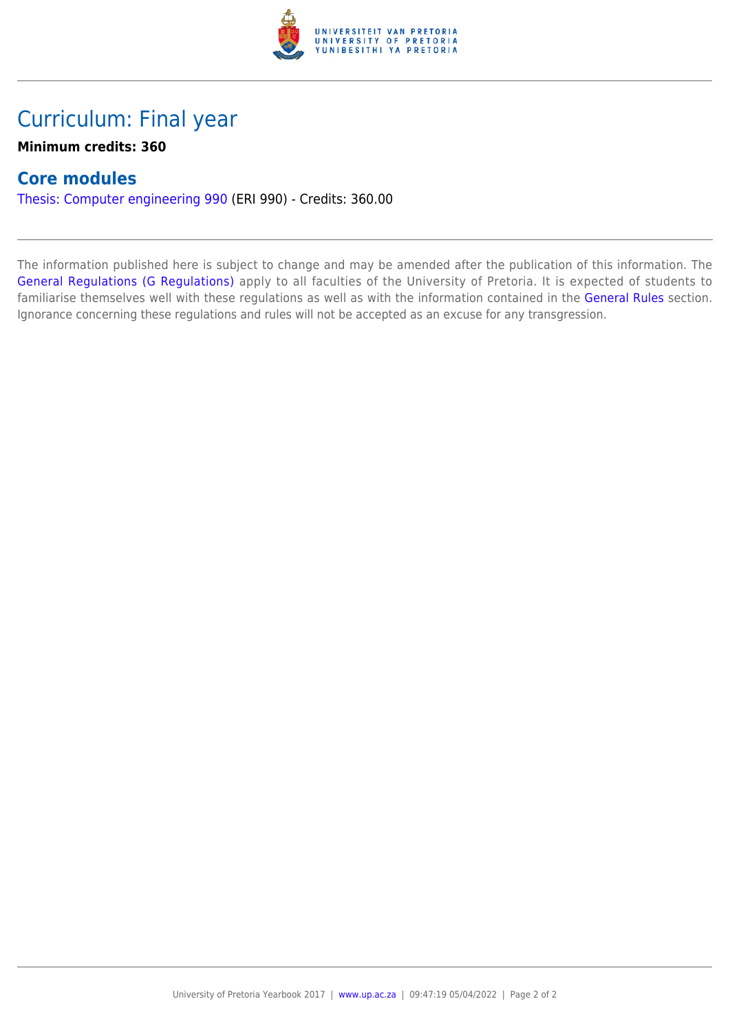# Curriculum: Final year

**Minimum credits: 360**

## Core modules

Thesis: Computer engineering 990 (ERI 990) - Credits: 360.00

The information published here is subject to change and may be amended after the publication of this information. The General Regulations (G Regulations) apply to all faculties of the University of Pretoria. It is expected of students to familiarise themselves well with these regulations as well as with the information contained in the General Rules section. Ignorance concerning these regulations and rules will not be accepted as an excuse for any transgression.